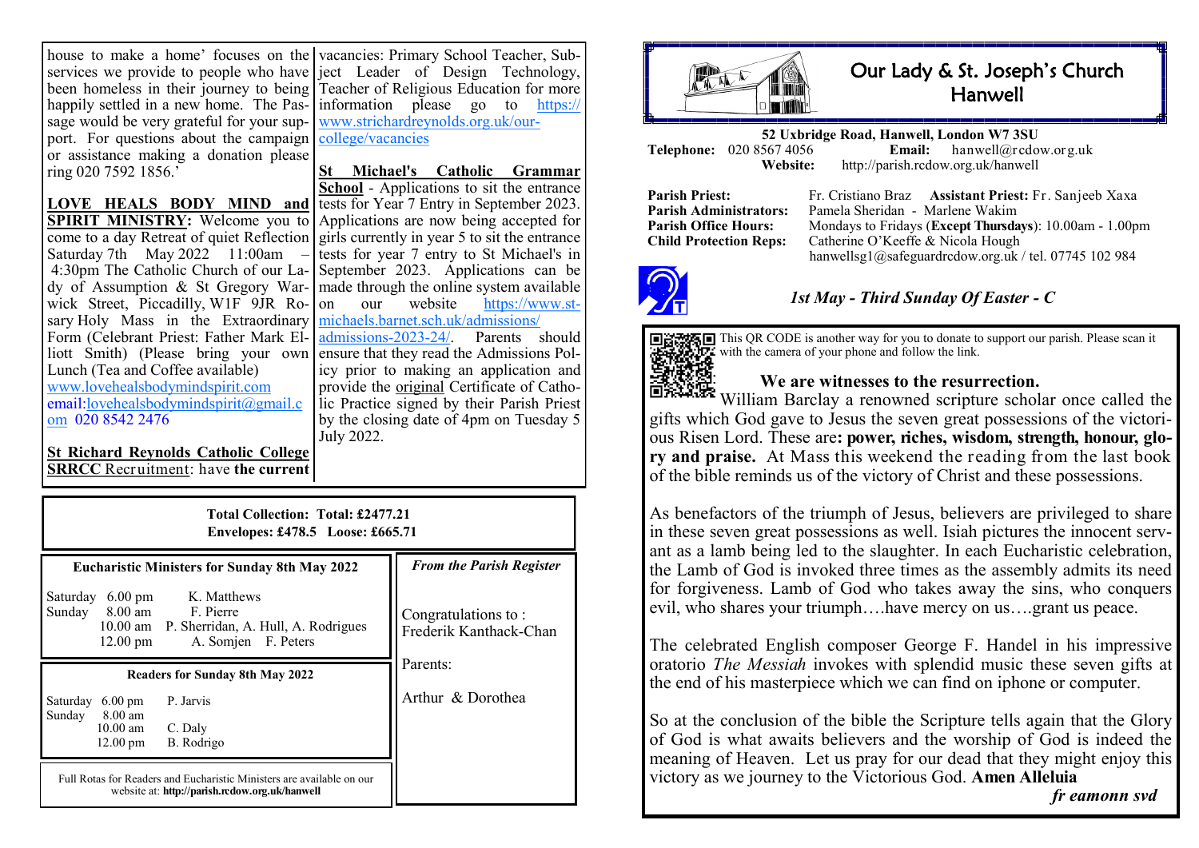house to make a home' focuses on the services we provide to people who have been homeless in their journey to being happily settled in a new home. The Passage would be very grateful for your support. For questions about the campaign or assistance making a donation please ring 020 7592 1856.'

**LOVE HEALS BODY MIND and SPIRIT MINISTRY:** Welcome you to come to a day Retreat of quiet Reflection Saturday 7th May 2022 11:00am – 4:30pm The Catholic Church of our Lady of Assumption & St Gregory Warwick Street, Piccadilly, W1F 9JR Rosary Holy Mass in the Extraordinary Form (Celebrant Priest: Father Mark Elliott Smith) (Please bring your own Lunch (Tea and Coffee available) www.lovehealsbodymindspirit.com email:lovehealsbodymindspirit@gmail.com 020 8542 2476

**St Richard Reynolds Catholic College SRRCC** Recruitment: have **the current** vacancies: Primary School Teacher, Subject Leader of Design Technology, Teacher of Religious Education for more information please go to https://www.strichardreynolds.org.uk/our-college/vacancies

**St Michael's Catholic Grammar School** - Applications to sit the entrance tests for Year 7 Entry in September 2023. Applications are now being accepted for girls currently in year 5 to sit the entrance tests for year 7 entry to St Michael's in September 2023. Applications can be made through the online system available on our website https://www.st-michaels.barnet.sch.uk/admissions/admissions-2023-24/. Parents should ensure that they read the Admissions Policy prior to making an application and provide the original Certificate of Catholic Practice signed by their Parish Priest by the closing date of 4pm on Tuesday 5 July 2022.

**Total Collection: Total: £2477.21**
**Envelopes: £478.5 Loose: £665.71**

**Eucharistic Ministers for Sunday 8th May 2022**

| | | |
|---|---|---|
| Saturday | 6.00 pm | K. Matthews |
| Sunday | 8.00 am | F. Pierre |
| | 10.00 am | P. Sherridan, A. Hull, A. Rodrigues |
| | 12.00 pm | A. Somjen F. Peters |

**Readers for Sunday 8th May 2022**

| | | |
|---|---|---|
| Saturday | 6.00 pm | P. Jarvis |
| Sunday | 8.00 am | |
| | 10.00 am | C. Daly |
| | 12.00 pm | B. Rodrigo |

Full Rotas for Readers and Eucharistic Ministers are available on our website at: **http://parish.rcdow.org.uk/hanwell**

*From the Parish Register*

Congratulations to : Frederik Kanthack-Chan

Parents:

Arthur & Dorothea

# Our Lady & St. Joseph's Church Hanwell

**52 Uxbridge Road, Hanwell, London W7 3SU**
**Telephone:** 020 8567 4056 **Email:** hanwell@rcdow.org.uk
**Website:** http://parish.rcdow.org.uk/hanwell

**Parish Priest:** Fr. Cristiano Braz **Assistant Priest:** Fr. Sanjeeb Xaxa
**Parish Administrators:** Pamela Sheridan - Marlene Wakim
**Parish Office Hours:** Mondays to Fridays (**Except Thursdays**): 10.00am - 1.00pm
**Child Protection Reps:** Catherine O'Keeffe & Nicola Hough
hanwellsg1@safeguardrcdow.org.uk / tel. 07745 102 984

## *1st May - Third Sunday Of Easter - C*

This QR CODE is another way for you to donate to support our parish. Please scan it with the camera of your phone and follow the link.

### We are witnesses to the resurrection.

William Barclay a renowned scripture scholar once called the gifts which God gave to Jesus the seven great possessions of the victorious Risen Lord. These are**: power, riches, wisdom, strength, honour, glory and praise.** At Mass this weekend the reading from the last book of the bible reminds us of the victory of Christ and these possessions.

As benefactors of the triumph of Jesus, believers are privileged to share in these seven great possessions as well. Isiah pictures the innocent servant as a lamb being led to the slaughter. In each Eucharistic celebration, the Lamb of God is invoked three times as the assembly admits its need for forgiveness. Lamb of God who takes away the sins, who conquers evil, who shares your triumph….have mercy on us….grant us peace.

The celebrated English composer George F. Handel in his impressive oratorio *The Messiah* invokes with splendid music these seven gifts at the end of his masterpiece which we can find on iphone or computer.

So at the conclusion of the bible the Scripture tells again that the Glory of God is what awaits believers and the worship of God is indeed the meaning of Heaven. Let us pray for our dead that they might enjoy this victory as we journey to the Victorious God. **Amen Alleluia**

*fr eamonn svd*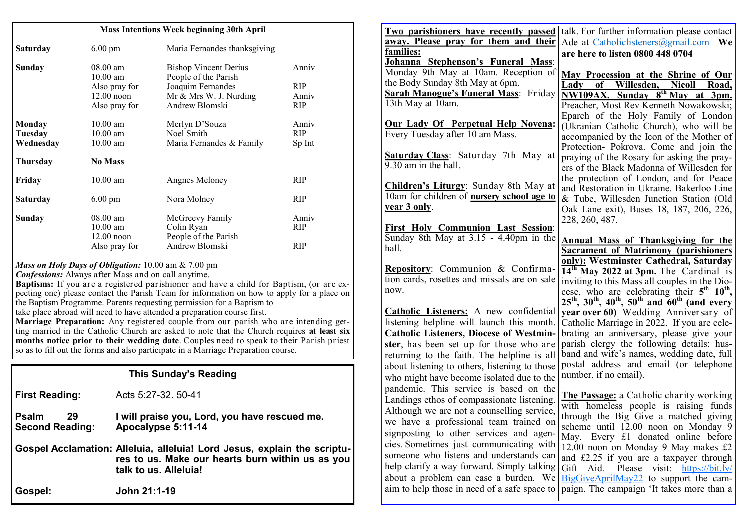## Mass Intentions Week beginning 30th April

| | | | |
|---|---|---|---|
| **Saturday** | 6.00 pm | Maria Fernandes thanksgiving | |
| **Sunday** | 08.00 am | Bishop Vincent Derius | Anniv |
| | 10.00 am | People of the Parish | |
| | Also pray for | Joaquim Fernandes | RIP |
| | 12.00 noon | Mr & Mrs W. J. Nurding | Anniv |
| | Also pray for | Andrew Blomski | RIP |
| **Monday** | 10.00 am | Merlyn D'Souza | Anniv |
| **Tuesday** | 10.00 am | Noel Smith | RIP |
| **Wednesday** | 10.00 am | Maria Fernandes & Family | Sp Int |
| **Thursday** | **No Mass** | | |
| **Friday** | 10.00 am | Angnes Meloney | RIP |
| **Saturday** | 6.00 pm | Nora Molney | RIP |
| **Sunday** | 08.00 am | McGreevy Family | Anniv |
| | 10.00 am | Colin Ryan | RIP |
| | 12.00 noon | People of the Parish | |
| | Also pray for | Andrew Blomski | RIP |

***Mass on Holy Days of Obligation:*** 10.00 am & 7.00 pm

***Confessions:*** Always after Mass and on call anytime.

**Baptisms:** If you are a registered parishioner and have a child for Baptism, (or are expecting one) please contact the Parish Team for information on how to apply for a place on the Baptism Programme. Parents requesting permission for a Baptism to take place abroad will need to have attended a preparation course first.

**Marriage Preparation:** Any registered couple from our parish who are intending getting married in the Catholic Church are asked to note that the Church requires **at least six months notice prior to their wedding date**. Couples need to speak to their Parish priest so as to fill out the forms and also participate in a Marriage Preparation course.

## This Sunday's Reading

**First Reading:** Acts 5:27-32. 50-41

**Psalm 29** **I will praise you, Lord, you have rescued me.**

**Second Reading:** **Apocalypse 5:11-14**

**Gospel Acclamation: Alleluia, alleluia! Lord Jesus, explain the scriptures to us. Make our hearts burn within us as you talk to us. Alleluia!**

**Gospel:** **John 21:1-19**

<u>**Two parishioners have recently passed away. Please pray for them and their families:**</u>

<u>**Johanna Stephenson's Funeral Mass**</u>: Monday 9th May at 10am. Reception of the Body Sunday 8th May at 6pm.

<u>**Sarah Manogue's Funeral Mass**</u>: Friday 13th May at 10am.

<u>**Our Lady Of Perpetual Help Novena:**</u> Every Tuesday after 10 am Mass.

<u>**Saturday Class**</u>: Saturday 7th May at 9.30 am in the hall.

<u>**Children's Liturgy**</u>: Sunday 8th May at 10am for children of <u>**nursery school age to year 3 only**</u>.

<u>**First Holy Communion Last Session**</u>: Sunday 8th May at 3.15 - 4.40pm in the hall.

<u>**Repository**</u>: Communion & Confirmation cards, rosettes and missals are on sale now.

<u>**Catholic Listeners:**</u> A new confidential listening helpline will launch this month. **Catholic Listeners, Diocese of Westminster**, has been set up for those who are returning to the faith. The helpline is all about listening to others, listening to those who might have become isolated due to the pandemic. This service is based on the Landings ethos of compassionate listening. Although we are not a counselling service, we have a professional team trained on signposting to other services and agencies. Sometimes just communicating with someone who listens and understands can help clarify a way forward. Simply talking about a problem can ease a burden. We aim to help those in need of a safe space to talk. For further information please contact Ade at Catholiclisteners@gmail.com **We are here to listen 0800 448 0704**

<u>**May Procession at the Shrine of Our Lady of Willesden, Nicoll Road, NW109AX. Sunday 8th May at 3pm.**</u> Preacher, Most Rev Kenneth Nowakowski; Eparch of the Holy Family of London (Ukranian Catholic Church), who will be accompanied by the Icon of the Mother of Protection- Pokrova. Come and join the praying of the Rosary for asking the prayers of the Black Madonna of Willesden for the protection of London, and for Peace and Restoration in Ukraine. Bakerloo Line & Tube, Willesden Junction Station (Old Oak Lane exit), Buses 18, 187, 206, 226, 228, 260, 487.

<u>**Annual Mass of Thanksgiving for the Sacrament of Matrimony (parishioners only):**</u> **Westminster Cathedral, Saturday 14th May 2022 at 3pm.** The Cardinal is inviting to this Mass all couples in the Diocese, who are celebrating their **5th 10th, 25th, 30th, 40th, 50th and 60th (and every year over 60)** Wedding Anniversary of Catholic Marriage in 2022. If you are celebrating an anniversary, please give your parish clergy the following details: husband and wife's names, wedding date, full postal address and email (or telephone number, if no email).

<u>**The Passage:**</u> a Catholic charity working with homeless people is raising funds through the Big Give a matched giving scheme until 12.00 noon on Monday 9 May. Every £1 donated online before 12.00 noon on Monday 9 May makes £2 and £2.25 if you are a taxpayer through Gift Aid. Please visit: https://bit.ly/BigGiveAprilMay22 to support the campaign. The campaign 'It takes more than a